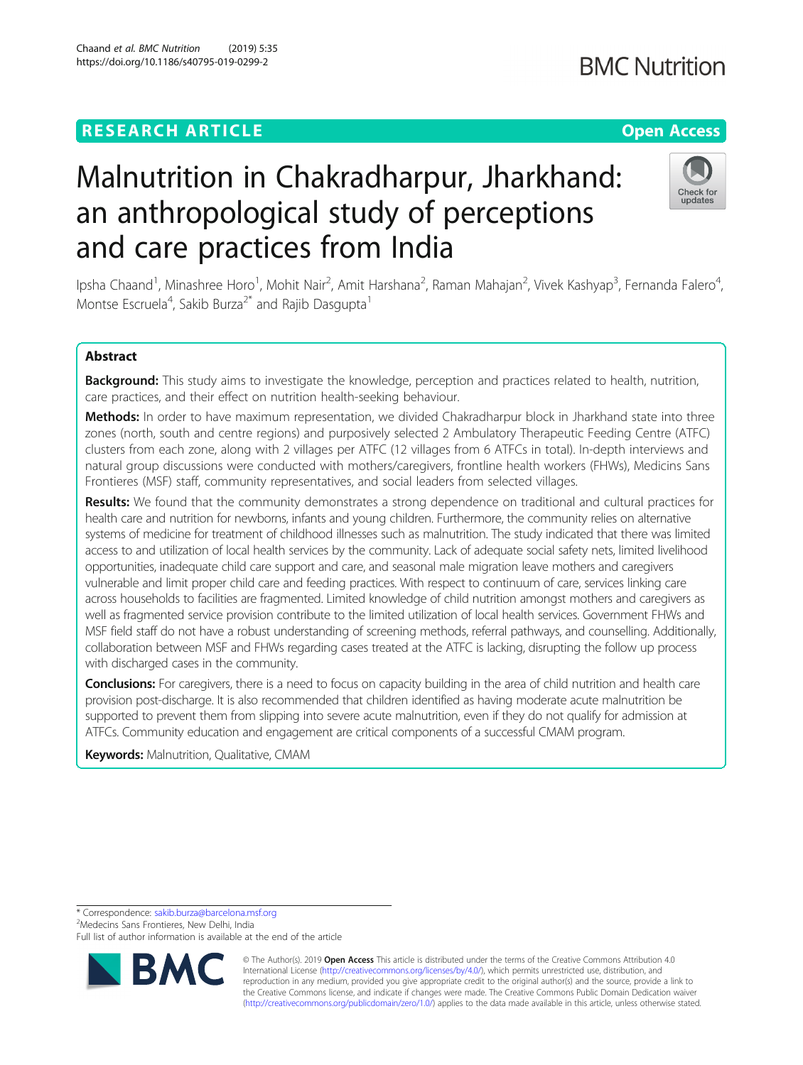RESEARCH ARTICLE

Open Access

# Malnutrition in Chakradharpur, Jharkhand: an anthropological study of perceptions and care practices from India

Ipsha Chaand[1], Minashree Horo[1], Mohit Nair[2], Amit Harshana[2], Raman Mahajan[2], Vivek Kashyap[3], Fernanda Falero[4], Montse Escruela[4], Sakib Burza[2*] and Rajib Dasgupta[1]

## Abstract

**Background:** This study aims to investigate the knowledge, perception and practices related to health, nutrition, care practices, and their effect on nutrition health-seeking behaviour.

**Methods:** In order to have maximum representation, we divided Chakradharpur block in Jharkhand state into three zones (north, south and centre regions) and purposively selected 2 Ambulatory Therapeutic Feeding Centre (ATFC) clusters from each zone, along with 2 villages per ATFC (12 villages from 6 ATFCs in total). In-depth interviews and natural group discussions were conducted with mothers/caregivers, frontline health workers (FHWs), Medicins Sans Frontieres (MSF) staff, community representatives, and social leaders from selected villages.

**Results:** We found that the community demonstrates a strong dependence on traditional and cultural practices for health care and nutrition for newborns, infants and young children. Furthermore, the community relies on alternative systems of medicine for treatment of childhood illnesses such as malnutrition. The study indicated that there was limited access to and utilization of local health services by the community. Lack of adequate social safety nets, limited livelihood opportunities, inadequate child care support and care, and seasonal male migration leave mothers and caregivers vulnerable and limit proper child care and feeding practices. With respect to continuum of care, services linking care across households to facilities are fragmented. Limited knowledge of child nutrition amongst mothers and caregivers as well as fragmented service provision contribute to the limited utilization of local health services. Government FHWs and MSF field staff do not have a robust understanding of screening methods, referral pathways, and counselling. Additionally, collaboration between MSF and FHWs regarding cases treated at the ATFC is lacking, disrupting the follow up process with discharged cases in the community.

**Conclusions:** For caregivers, there is a need to focus on capacity building in the area of child nutrition and health care provision post-discharge. It is also recommended that children identified as having moderate acute malnutrition be supported to prevent them from slipping into severe acute malnutrition, even if they do not qualify for admission at ATFCs. Community education and engagement are critical components of a successful CMAM program.

**Keywords:** Malnutrition, Qualitative, CMAM

\* Correspondence: sakib.burza@barcelona.msf.org
[2]Medecins Sans Frontieres, New Delhi, India
Full list of author information is available at the end of the article

© The Author(s). 2019 **Open Access** This article is distributed under the terms of the Creative Commons Attribution 4.0 International License (http://creativecommons.org/licenses/by/4.0/), which permits unrestricted use, distribution, and reproduction in any medium, provided you give appropriate credit to the original author(s) and the source, provide a link to the Creative Commons license, and indicate if changes were made. The Creative Commons Public Domain Dedication waiver (http://creativecommons.org/publicdomain/zero/1.0/) applies to the data made available in this article, unless otherwise stated.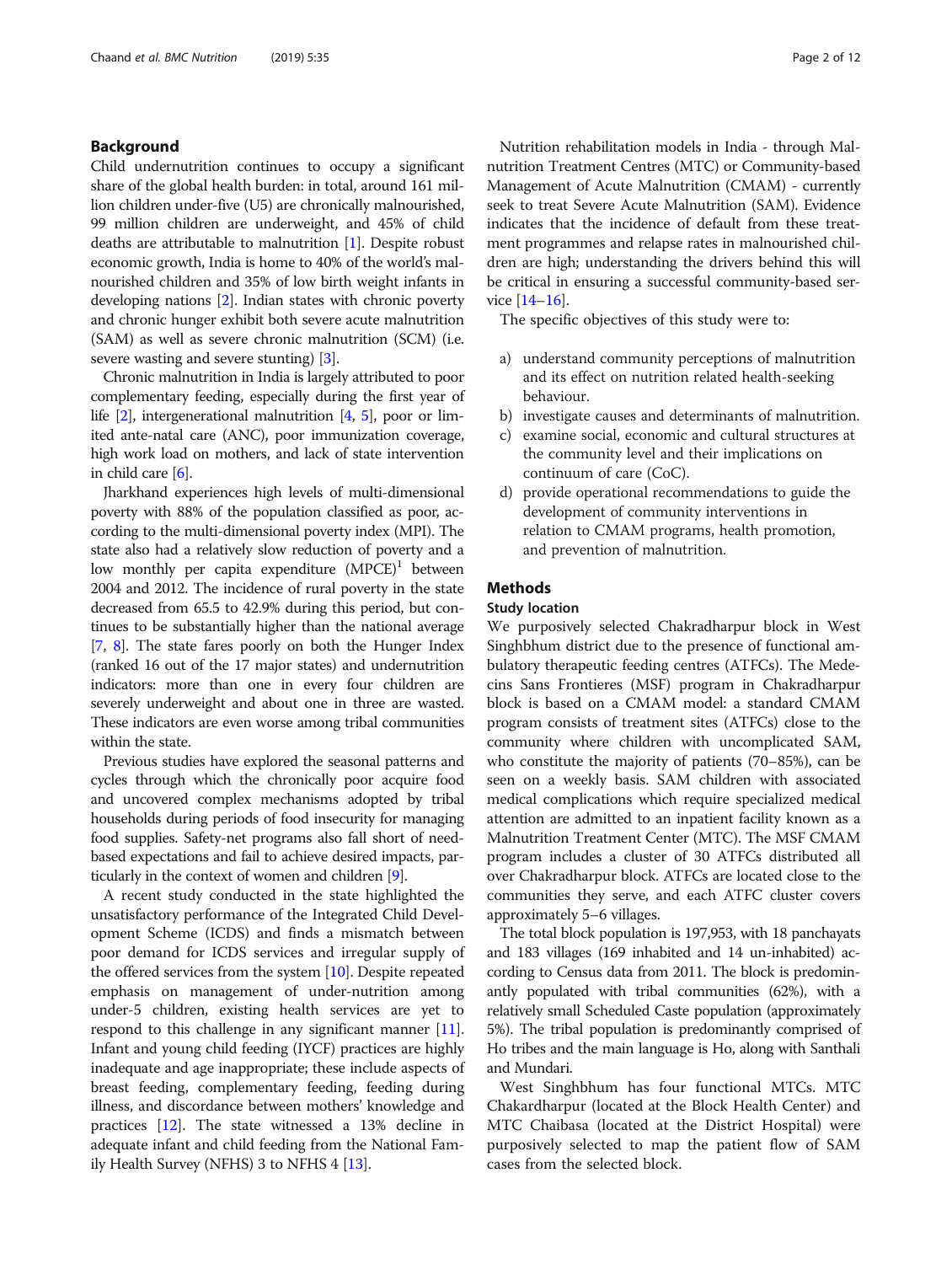## Background

Child undernutrition continues to occupy a significant share of the global health burden: in total, around 161 million children under-five (U5) are chronically malnourished, 99 million children are underweight, and 45% of child deaths are attributable to malnutrition [1]. Despite robust economic growth, India is home to 40% of the world's malnourished children and 35% of low birth weight infants in developing nations [2]. Indian states with chronic poverty and chronic hunger exhibit both severe acute malnutrition (SAM) as well as severe chronic malnutrition (SCM) (i.e. severe wasting and severe stunting) [3].

Chronic malnutrition in India is largely attributed to poor complementary feeding, especially during the first year of life [2], intergenerational malnutrition [4, 5], poor or limited ante-natal care (ANC), poor immunization coverage, high work load on mothers, and lack of state intervention in child care [6].

Jharkhand experiences high levels of multi-dimensional poverty with 88% of the population classified as poor, according to the multi-dimensional poverty index (MPI). The state also had a relatively slow reduction of poverty and a low monthly per capita expenditure (MPCE)[1] between 2004 and 2012. The incidence of rural poverty in the state decreased from 65.5 to 42.9% during this period, but continues to be substantially higher than the national average [7, 8]. The state fares poorly on both the Hunger Index (ranked 16 out of the 17 major states) and undernutrition indicators: more than one in every four children are severely underweight and about one in three are wasted. These indicators are even worse among tribal communities within the state.

Previous studies have explored the seasonal patterns and cycles through which the chronically poor acquire food and uncovered complex mechanisms adopted by tribal households during periods of food insecurity for managing food supplies. Safety-net programs also fall short of need-based expectations and fail to achieve desired impacts, particularly in the context of women and children [9].

A recent study conducted in the state highlighted the unsatisfactory performance of the Integrated Child Development Scheme (ICDS) and finds a mismatch between poor demand for ICDS services and irregular supply of the offered services from the system [10]. Despite repeated emphasis on management of under-nutrition among under-5 children, existing health services are yet to respond to this challenge in any significant manner [11]. Infant and young child feeding (IYCF) practices are highly inadequate and age inappropriate; these include aspects of breast feeding, complementary feeding, feeding during illness, and discordance between mothers' knowledge and practices [12]. The state witnessed a 13% decline in adequate infant and child feeding from the National Family Health Survey (NFHS) 3 to NFHS 4 [13].

Nutrition rehabilitation models in India - through Malnutrition Treatment Centres (MTC) or Community-based Management of Acute Malnutrition (CMAM) - currently seek to treat Severe Acute Malnutrition (SAM). Evidence indicates that the incidence of default from these treatment programmes and relapse rates in malnourished children are high; understanding the drivers behind this will be critical in ensuring a successful community-based service [14–16].

The specific objectives of this study were to:

a) understand community perceptions of malnutrition and its effect on nutrition related health-seeking behaviour.
b) investigate causes and determinants of malnutrition.
c) examine social, economic and cultural structures at the community level and their implications on continuum of care (CoC).
d) provide operational recommendations to guide the development of community interventions in relation to CMAM programs, health promotion, and prevention of malnutrition.

## Methods

### Study location

We purposively selected Chakradharpur block in West Singhbhum district due to the presence of functional ambulatory therapeutic feeding centres (ATFCs). The Medecins Sans Frontieres (MSF) program in Chakradharpur block is based on a CMAM model: a standard CMAM program consists of treatment sites (ATFCs) close to the community where children with uncomplicated SAM, who constitute the majority of patients (70–85%), can be seen on a weekly basis. SAM children with associated medical complications which require specialized medical attention are admitted to an inpatient facility known as a Malnutrition Treatment Center (MTC). The MSF CMAM program includes a cluster of 30 ATFCs distributed all over Chakradharpur block. ATFCs are located close to the communities they serve, and each ATFC cluster covers approximately 5–6 villages.

The total block population is 197,953, with 18 panchayats and 183 villages (169 inhabited and 14 un-inhabited) according to Census data from 2011. The block is predominantly populated with tribal communities (62%), with a relatively small Scheduled Caste population (approximately 5%). The tribal population is predominantly comprised of Ho tribes and the main language is Ho, along with Santhali and Mundari.

West Singhbhum has four functional MTCs. MTC Chakardharpur (located at the Block Health Center) and MTC Chaibasa (located at the District Hospital) were purposively selected to map the patient flow of SAM cases from the selected block.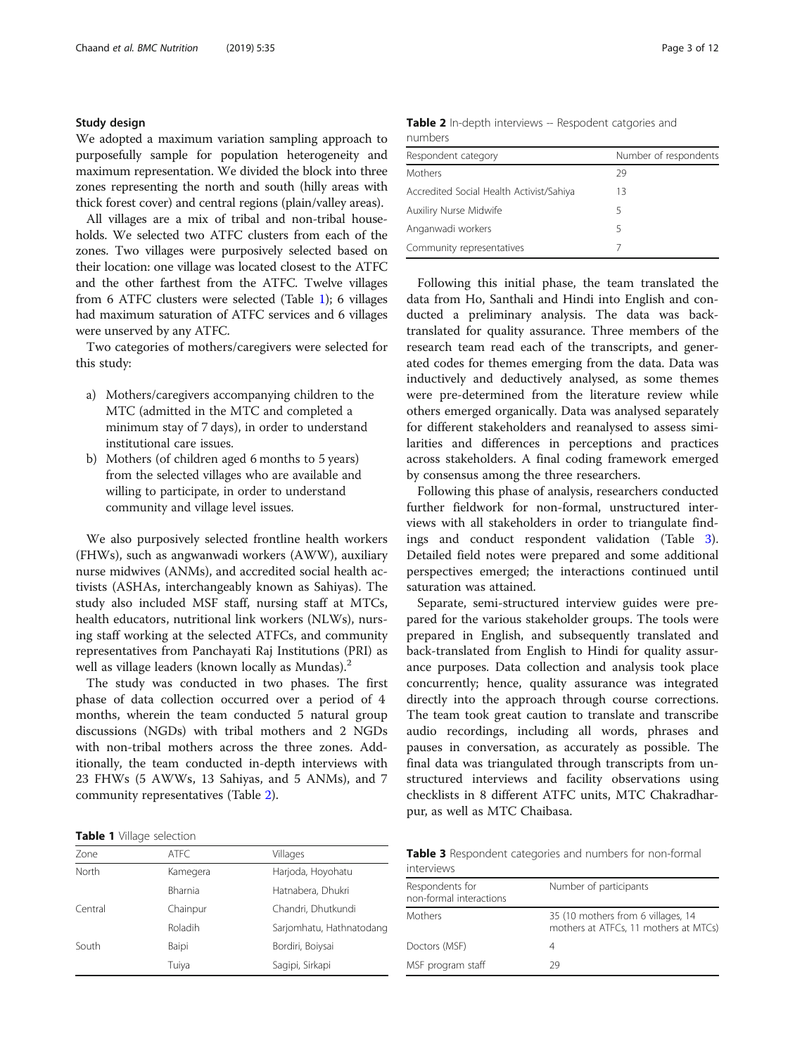## Study design

We adopted a maximum variation sampling approach to purposefully sample for population heterogeneity and maximum representation. We divided the block into three zones representing the north and south (hilly areas with thick forest cover) and central regions (plain/valley areas).

All villages are a mix of tribal and non-tribal households. We selected two ATFC clusters from each of the zones. Two villages were purposively selected based on their location: one village was located closest to the ATFC and the other farthest from the ATFC. Twelve villages from 6 ATFC clusters were selected (Table 1); 6 villages had maximum saturation of ATFC services and 6 villages were unserved by any ATFC.

Two categories of mothers/caregivers were selected for this study:

a) Mothers/caregivers accompanying children to the MTC (admitted in the MTC and completed a minimum stay of 7 days), in order to understand institutional care issues.
b) Mothers (of children aged 6 months to 5 years) from the selected villages who are available and willing to participate, in order to understand community and village level issues.

We also purposively selected frontline health workers (FHWs), such as angwanwadi workers (AWW), auxiliary nurse midwives (ANMs), and accredited social health activists (ASHAs, interchangeably known as Sahiyas). The study also included MSF staff, nursing staff at MTCs, health educators, nutritional link workers (NLWs), nursing staff working at the selected ATFCs, and community representatives from Panchayati Raj Institutions (PRI) as well as village leaders (known locally as Mundas).[2]

The study was conducted in two phases. The first phase of data collection occurred over a period of 4 months, wherein the team conducted 5 natural group discussions (NGDs) with tribal mothers and 2 NGDs with non-tribal mothers across the three zones. Additionally, the team conducted in-depth interviews with 23 FHWs (5 AWWs, 13 Sahiyas, and 5 ANMs), and 7 community representatives (Table 2).

**Table 1** Village selection

| Zone | ATFC | Villages |
|---|---|---|
| North | Kamegera | Harjoda, Hoyohatu |
| | Bharnia | Hatnabera, Dhukri |
| Central | Chainpur | Chandri, Dhutkundi |
| | Roladih | Sarjomhatu, Hathnatodang |
| South | Baipi | Bordiri, Boiysai |
| | Tuiya | Sagipi, Sirkapi |

**Table 2** In-depth interviews -- Respondent catgories and numbers

| Respondent category | Number of respondents |
|---|---|
| Mothers | 29 |
| Accredited Social Health Activist/Sahiya | 13 |
| Auxiliry Nurse Midwife | 5 |
| Anganwadi workers | 5 |
| Community representatives | 7 |

Following this initial phase, the team translated the data from Ho, Santhali and Hindi into English and conducted a preliminary analysis. The data was back-translated for quality assurance. Three members of the research team read each of the transcripts, and generated codes for themes emerging from the data. Data was inductively and deductively analysed, as some themes were pre-determined from the literature review while others emerged organically. Data was analysed separately for different stakeholders and reanalysed to assess similarities and differences in perceptions and practices across stakeholders. A final coding framework emerged by consensus among the three researchers.

Following this phase of analysis, researchers conducted further fieldwork for non-formal, unstructured interviews with all stakeholders in order to triangulate findings and conduct respondent validation (Table 3). Detailed field notes were prepared and some additional perspectives emerged; the interactions continued until saturation was attained.

Separate, semi-structured interview guides were prepared for the various stakeholder groups. The tools were prepared in English, and subsequently translated and back-translated from English to Hindi for quality assurance purposes. Data collection and analysis took place concurrently; hence, quality assurance was integrated directly into the approach through course corrections. The team took great caution to translate and transcribe audio recordings, including all words, phrases and pauses in conversation, as accurately as possible. The final data was triangulated through transcripts from unstructured interviews and facility observations using checklists in 8 different ATFC units, MTC Chakradharpur, as well as MTC Chaibasa.

**Table 3** Respondent categories and numbers for non-formal interviews

| Respondents for non-formal interactions | Number of participants |
|---|---|
| Mothers | 35 (10 mothers from 6 villages, 14 mothers at ATFCs, 11 mothers at MTCs) |
| Doctors (MSF) | 4 |
| MSF program staff | 29 |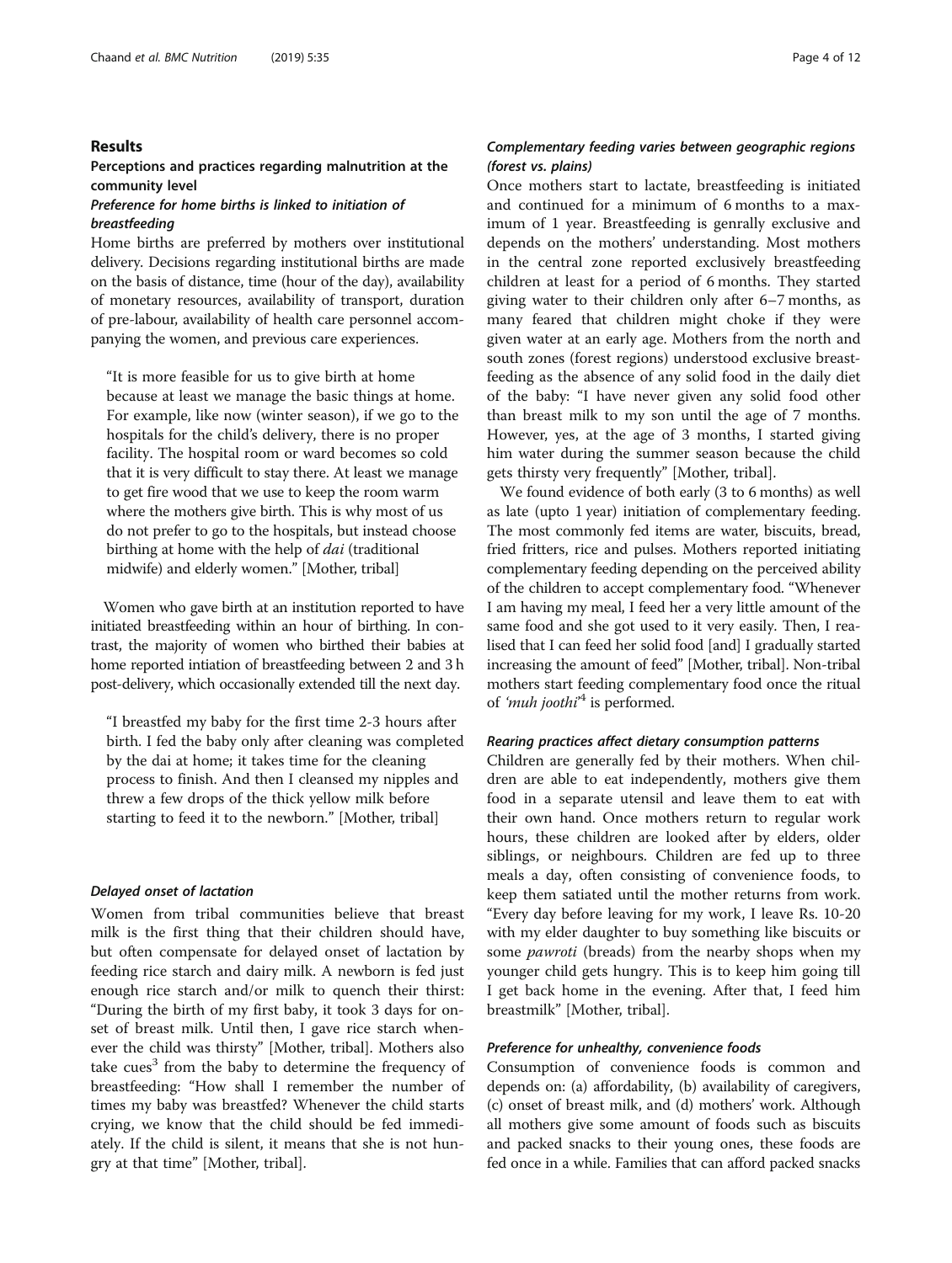## Results

### Perceptions and practices regarding malnutrition at the community level

#### *Preference for home births is linked to initiation of breastfeeding*

Home births are preferred by mothers over institutional delivery. Decisions regarding institutional births are made on the basis of distance, time (hour of the day), availability of monetary resources, availability of transport, duration of pre-labour, availability of health care personnel accompanying the women, and previous care experiences.

> "It is more feasible for us to give birth at home because at least we manage the basic things at home. For example, like now (winter season), if we go to the hospitals for the child's delivery, there is no proper facility. The hospital room or ward becomes so cold that it is very difficult to stay there. At least we manage to get fire wood that we use to keep the room warm where the mothers give birth. This is why most of us do not prefer to go to the hospitals, but instead choose birthing at home with the help of *dai* (traditional midwife) and elderly women." [Mother, tribal]

Women who gave birth at an institution reported to have initiated breastfeeding within an hour of birthing. In contrast, the majority of women who birthed their babies at home reported intiation of breastfeeding between 2 and 3 h post-delivery, which occasionally extended till the next day.

> "I breastfed my baby for the first time 2-3 hours after birth. I fed the baby only after cleaning was completed by the dai at home; it takes time for the cleaning process to finish. And then I cleansed my nipples and threw a few drops of the thick yellow milk before starting to feed it to the newborn." [Mother, tribal]

#### *Delayed onset of lactation*

Women from tribal communities believe that breast milk is the first thing that their children should have, but often compensate for delayed onset of lactation by feeding rice starch and dairy milk. A newborn is fed just enough rice starch and/or milk to quench their thirst: "During the birth of my first baby, it took 3 days for onset of breast milk. Until then, I gave rice starch whenever the child was thirsty" [Mother, tribal]. Mothers also take cues[3] from the baby to determine the frequency of breastfeeding: "How shall I remember the number of times my baby was breastfed? Whenever the child starts crying, we know that the child should be fed immediately. If the child is silent, it means that she is not hungry at that time" [Mother, tribal].

#### *Complementary feeding varies between geographic regions (forest vs. plains)*

Once mothers start to lactate, breastfeeding is initiated and continued for a minimum of 6 months to a maximum of 1 year. Breastfeeding is genrally exclusive and depends on the mothers' understanding. Most mothers in the central zone reported exclusively breastfeeding children at least for a period of 6 months. They started giving water to their children only after 6–7 months, as many feared that children might choke if they were given water at an early age. Mothers from the north and south zones (forest regions) understood exclusive breastfeeding as the absence of any solid food in the daily diet of the baby: "I have never given any solid food other than breast milk to my son until the age of 7 months. However, yes, at the age of 3 months, I started giving him water during the summer season because the child gets thirsty very frequently" [Mother, tribal].

We found evidence of both early (3 to 6 months) as well as late (upto 1 year) initiation of complementary feeding. The most commonly fed items are water, biscuits, bread, fried fritters, rice and pulses. Mothers reported initiating complementary feeding depending on the perceived ability of the children to accept complementary food. "Whenever I am having my meal, I feed her a very little amount of the same food and she got used to it very easily. Then, I realised that I can feed her solid food [and] I gradually started increasing the amount of feed" [Mother, tribal]. Non-tribal mothers start feeding complementary food once the ritual of *'muh joothi'*[4] is performed.

#### *Rearing practices affect dietary consumption patterns*

Children are generally fed by their mothers. When children are able to eat independently, mothers give them food in a separate utensil and leave them to eat with their own hand. Once mothers return to regular work hours, these children are looked after by elders, older siblings, or neighbours. Children are fed up to three meals a day, often consisting of convenience foods, to keep them satiated until the mother returns from work. "Every day before leaving for my work, I leave Rs. 10-20 with my elder daughter to buy something like biscuits or some *pawroti* (breads) from the nearby shops when my younger child gets hungry. This is to keep him going till I get back home in the evening. After that, I feed him breastmilk" [Mother, tribal].

#### *Preference for unhealthy, convenience foods*

Consumption of convenience foods is common and depends on: (a) affordability, (b) availability of caregivers, (c) onset of breast milk, and (d) mothers' work. Although all mothers give some amount of foods such as biscuits and packed snacks to their young ones, these foods are fed once in a while. Families that can afford packed snacks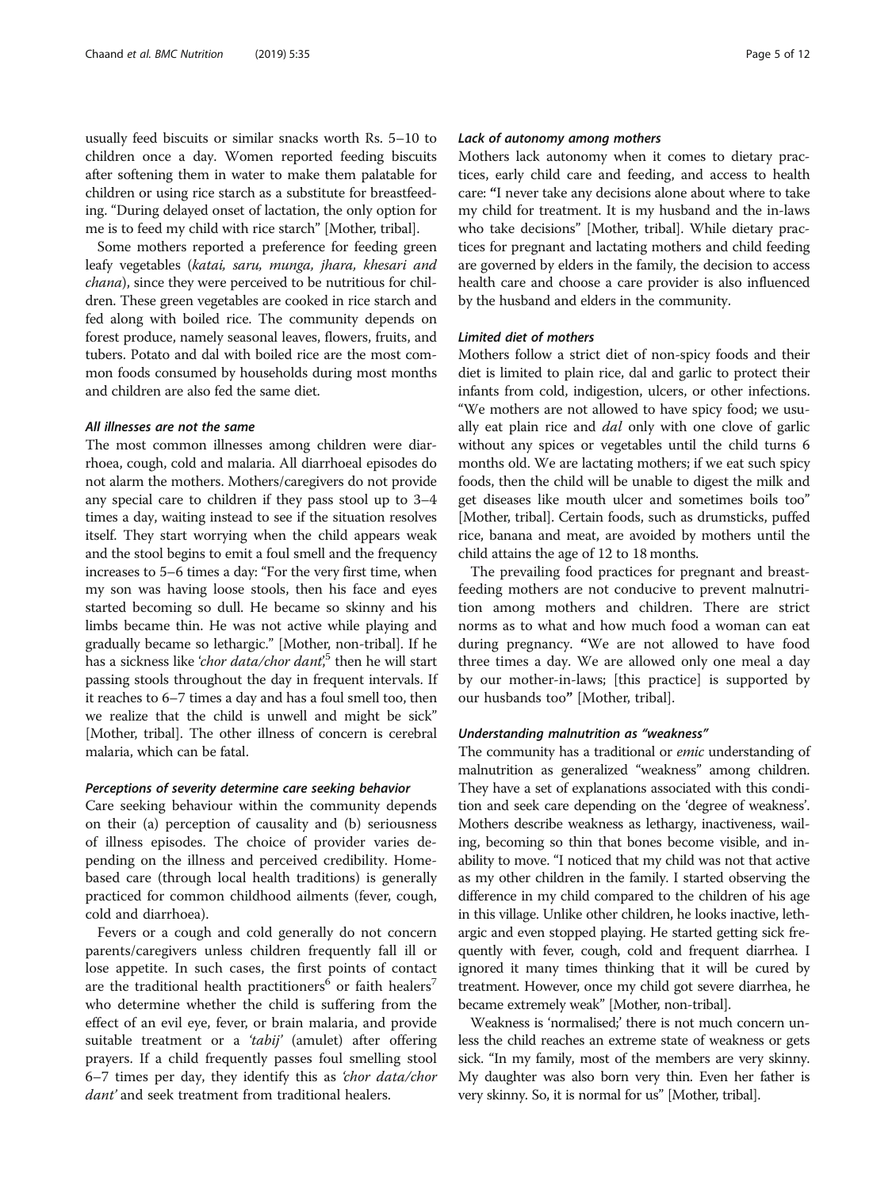usually feed biscuits or similar snacks worth Rs. 5–10 to children once a day. Women reported feeding biscuits after softening them in water to make them palatable for children or using rice starch as a substitute for breastfeeding. "During delayed onset of lactation, the only option for me is to feed my child with rice starch" [Mother, tribal].

Some mothers reported a preference for feeding green leafy vegetables (*katai, saru, munga, jhara, khesari and chana*), since they were perceived to be nutritious for children. These green vegetables are cooked in rice starch and fed along with boiled rice. The community depends on forest produce, namely seasonal leaves, flowers, fruits, and tubers. Potato and dal with boiled rice are the most common foods consumed by households during most months and children are also fed the same diet.

#### All illnesses are not the same

The most common illnesses among children were diarrhoea, cough, cold and malaria. All diarrhoeal episodes do not alarm the mothers. Mothers/caregivers do not provide any special care to children if they pass stool up to 3–4 times a day, waiting instead to see if the situation resolves itself. They start worrying when the child appears weak and the stool begins to emit a foul smell and the frequency increases to 5–6 times a day: "For the very first time, when my son was having loose stools, then his face and eyes started becoming so dull. He became so skinny and his limbs became thin. He was not active while playing and gradually became so lethargic." [Mother, non-tribal]. If he has a sickness like '*chor data/chor dant*',[5] then he will start passing stools throughout the day in frequent intervals. If it reaches to 6–7 times a day and has a foul smell too, then we realize that the child is unwell and might be sick" [Mother, tribal]. The other illness of concern is cerebral malaria, which can be fatal.

#### Perceptions of severity determine care seeking behavior

Care seeking behaviour within the community depends on their (a) perception of causality and (b) seriousness of illness episodes. The choice of provider varies depending on the illness and perceived credibility. Home-based care (through local health traditions) is generally practiced for common childhood ailments (fever, cough, cold and diarrhoea).

Fevers or a cough and cold generally do not concern parents/caregivers unless children frequently fall ill or lose appetite. In such cases, the first points of contact are the traditional health practitioners[6] or faith healers[7] who determine whether the child is suffering from the effect of an evil eye, fever, or brain malaria, and provide suitable treatment or a '*tabij*' (amulet) after offering prayers. If a child frequently passes foul smelling stool 6–7 times per day, they identify this as '*chor data/chor dant*' and seek treatment from traditional healers.

#### Lack of autonomy among mothers

Mothers lack autonomy when it comes to dietary practices, early child care and feeding, and access to health care: **"**I never take any decisions alone about where to take my child for treatment. It is my husband and the in-laws who take decisions" [Mother, tribal]. While dietary practices for pregnant and lactating mothers and child feeding are governed by elders in the family, the decision to access health care and choose a care provider is also influenced by the husband and elders in the community.

#### Limited diet of mothers

Mothers follow a strict diet of non-spicy foods and their diet is limited to plain rice, dal and garlic to protect their infants from cold, indigestion, ulcers, or other infections. "We mothers are not allowed to have spicy food; we usually eat plain rice and *dal* only with one clove of garlic without any spices or vegetables until the child turns 6 months old. We are lactating mothers; if we eat such spicy foods, then the child will be unable to digest the milk and get diseases like mouth ulcer and sometimes boils too" [Mother, tribal]. Certain foods, such as drumsticks, puffed rice, banana and meat, are avoided by mothers until the child attains the age of 12 to 18 months.

The prevailing food practices for pregnant and breastfeeding mothers are not conducive to prevent malnutrition among mothers and children. There are strict norms as to what and how much food a woman can eat during pregnancy. **"**We are not allowed to have food three times a day. We are allowed only one meal a day by our mother-in-laws; [this practice] is supported by our husbands too**"** [Mother, tribal].

#### Understanding malnutrition as "weakness"

The community has a traditional or *emic* understanding of malnutrition as generalized "weakness" among children. They have a set of explanations associated with this condition and seek care depending on the 'degree of weakness'. Mothers describe weakness as lethargy, inactiveness, wailing, becoming so thin that bones become visible, and inability to move. "I noticed that my child was not that active as my other children in the family. I started observing the difference in my child compared to the children of his age in this village. Unlike other children, he looks inactive, lethargic and even stopped playing. He started getting sick frequently with fever, cough, cold and frequent diarrhea. I ignored it many times thinking that it will be cured by treatment. However, once my child got severe diarrhea, he became extremely weak" [Mother, non-tribal].

Weakness is 'normalised;' there is not much concern unless the child reaches an extreme state of weakness or gets sick. "In my family, most of the members are very skinny. My daughter was also born very thin. Even her father is very skinny. So, it is normal for us" [Mother, tribal].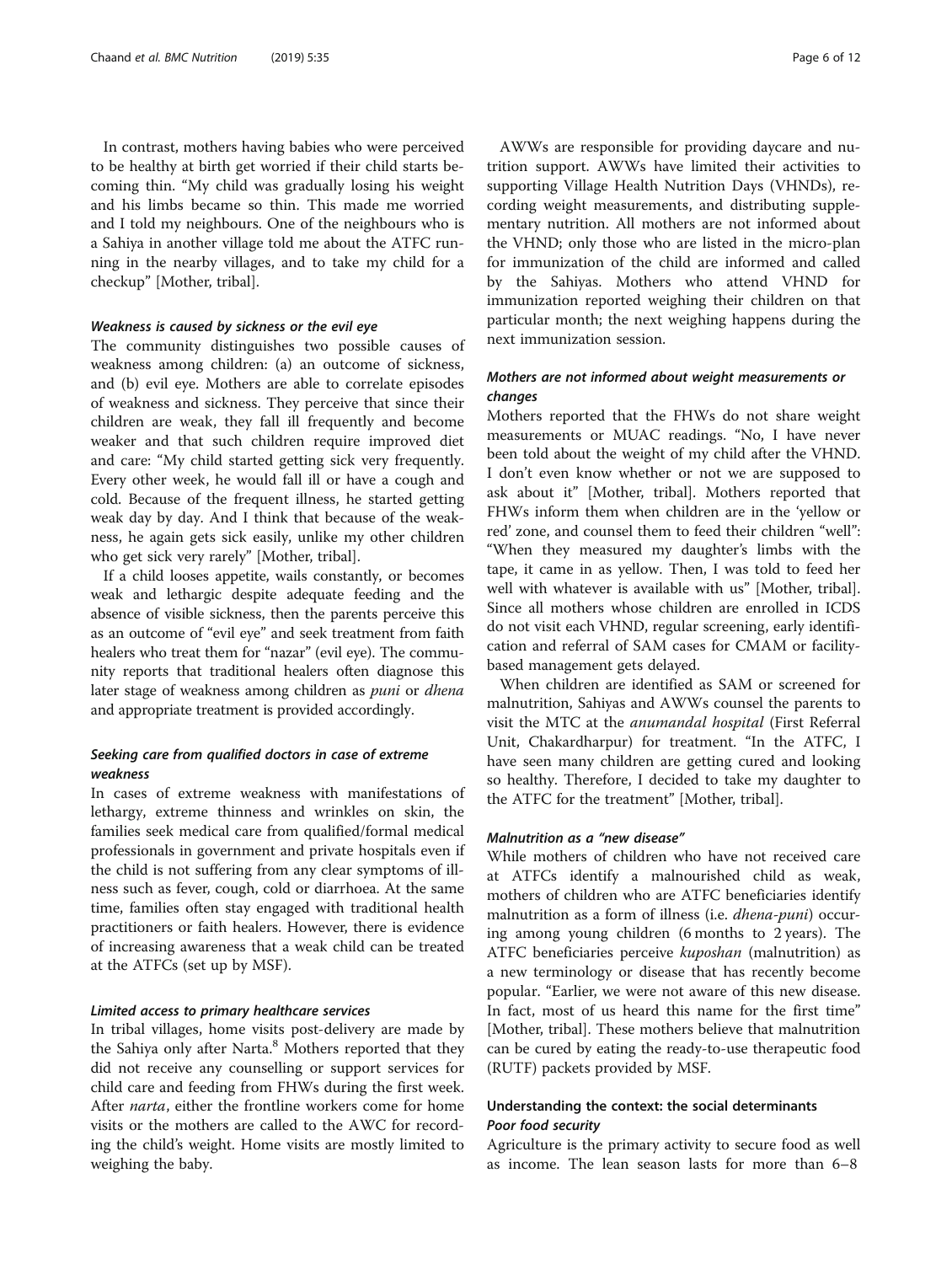In contrast, mothers having babies who were perceived to be healthy at birth get worried if their child starts becoming thin. "My child was gradually losing his weight and his limbs became so thin. This made me worried and I told my neighbours. One of the neighbours who is a Sahiya in another village told me about the ATFC running in the nearby villages, and to take my child for a checkup" [Mother, tribal].

#### *Weakness is caused by sickness or the evil eye*

The community distinguishes two possible causes of weakness among children: (a) an outcome of sickness, and (b) evil eye. Mothers are able to correlate episodes of weakness and sickness. They perceive that since their children are weak, they fall ill frequently and become weaker and that such children require improved diet and care: "My child started getting sick very frequently. Every other week, he would fall ill or have a cough and cold. Because of the frequent illness, he started getting weak day by day. And I think that because of the weakness, he again gets sick easily, unlike my other children who get sick very rarely" [Mother, tribal].

If a child looses appetite, wails constantly, or becomes weak and lethargic despite adequate feeding and the absence of visible sickness, then the parents perceive this as an outcome of "evil eye" and seek treatment from faith healers who treat them for "nazar" (evil eye). The community reports that traditional healers often diagnose this later stage of weakness among children as *puni* or *dhena* and appropriate treatment is provided accordingly.

#### *Seeking care from qualified doctors in case of extreme weakness*

In cases of extreme weakness with manifestations of lethargy, extreme thinness and wrinkles on skin, the families seek medical care from qualified/formal medical professionals in government and private hospitals even if the child is not suffering from any clear symptoms of illness such as fever, cough, cold or diarrhoea. At the same time, families often stay engaged with traditional health practitioners or faith healers. However, there is evidence of increasing awareness that a weak child can be treated at the ATFCs (set up by MSF).

#### *Limited access to primary healthcare services*

In tribal villages, home visits post-delivery are made by the Sahiya only after Narta.[8] Mothers reported that they did not receive any counselling or support services for child care and feeding from FHWs during the first week. After *narta*, either the frontline workers come for home visits or the mothers are called to the AWC for recording the child's weight. Home visits are mostly limited to weighing the baby.

AWWs are responsible for providing daycare and nutrition support. AWWs have limited their activities to supporting Village Health Nutrition Days (VHNDs), recording weight measurements, and distributing supplementary nutrition. All mothers are not informed about the VHND; only those who are listed in the micro-plan for immunization of the child are informed and called by the Sahiyas. Mothers who attend VHND for immunization reported weighing their children on that particular month; the next weighing happens during the next immunization session.

#### *Mothers are not informed about weight measurements or changes*

Mothers reported that the FHWs do not share weight measurements or MUAC readings. "No, I have never been told about the weight of my child after the VHND. I don't even know whether or not we are supposed to ask about it" [Mother, tribal]. Mothers reported that FHWs inform them when children are in the 'yellow or red' zone, and counsel them to feed their children "well": "When they measured my daughter's limbs with the tape, it came in as yellow. Then, I was told to feed her well with whatever is available with us" [Mother, tribal]. Since all mothers whose children are enrolled in ICDS do not visit each VHND, regular screening, early identification and referral of SAM cases for CMAM or facility-based management gets delayed.

When children are identified as SAM or screened for malnutrition, Sahiyas and AWWs counsel the parents to visit the MTC at the *anumandal hospital* (First Referral Unit, Chakardharpur) for treatment. "In the ATFC, I have seen many children are getting cured and looking so healthy. Therefore, I decided to take my daughter to the ATFC for the treatment" [Mother, tribal].

#### *Malnutrition as a "new disease"*

While mothers of children who have not received care at ATFCs identify a malnourished child as weak, mothers of children who are ATFC beneficiaries identify malnutrition as a form of illness (i.e. *dhena-puni*) occuring among young children (6 months to 2 years). The ATFC beneficiaries perceive *kuposhan* (malnutrition) as a new terminology or disease that has recently become popular. "Earlier, we were not aware of this new disease. In fact, most of us heard this name for the first time" [Mother, tribal]. These mothers believe that malnutrition can be cured by eating the ready-to-use therapeutic food (RUTF) packets provided by MSF.

### Understanding the context: the social determinants

#### *Poor food security*

Agriculture is the primary activity to secure food as well as income. The lean season lasts for more than 6–8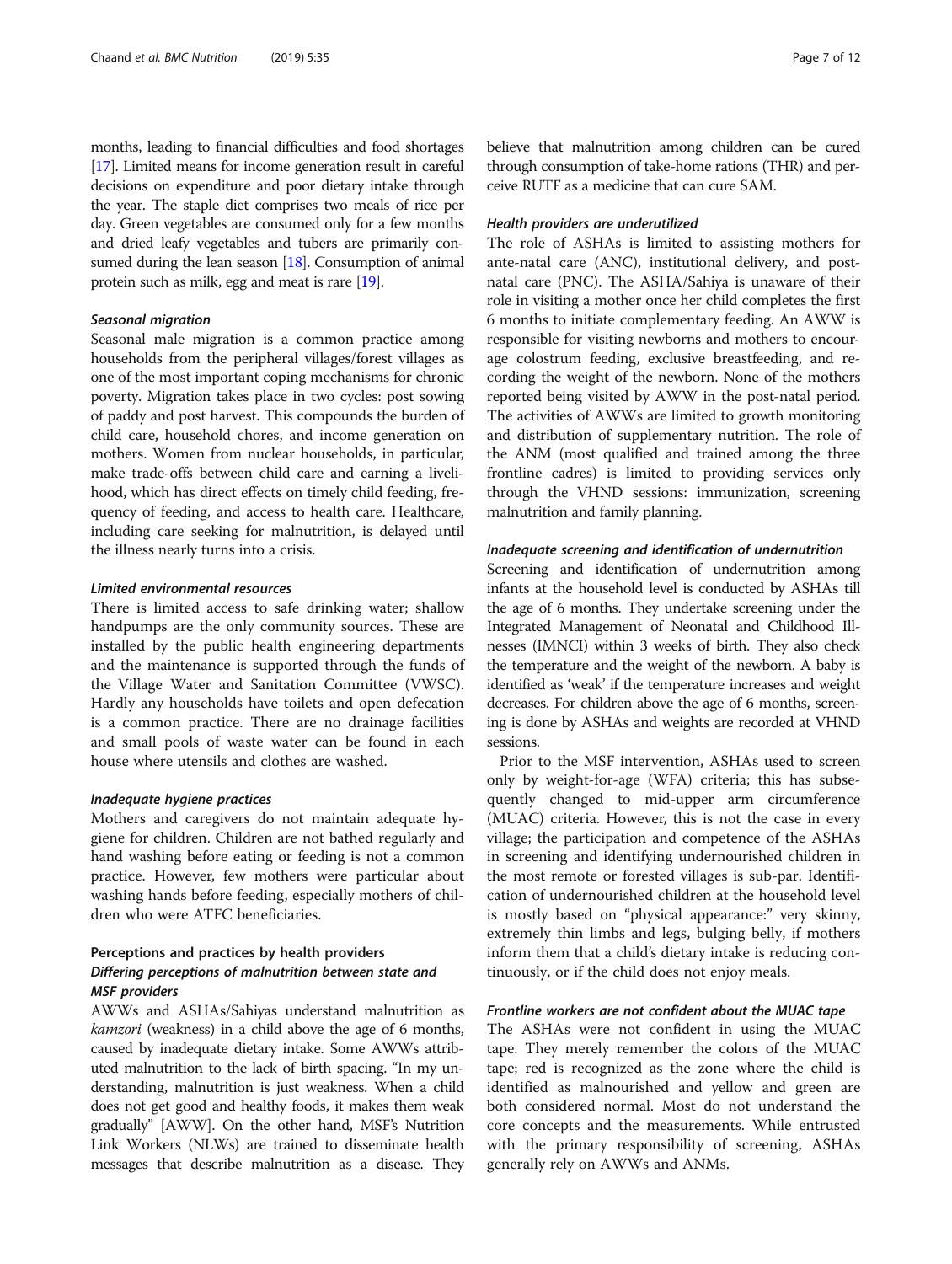months, leading to financial difficulties and food shortages [17]. Limited means for income generation result in careful decisions on expenditure and poor dietary intake through the year. The staple diet comprises two meals of rice per day. Green vegetables are consumed only for a few months and dried leafy vegetables and tubers are primarily consumed during the lean season [18]. Consumption of animal protein such as milk, egg and meat is rare [19].

#### *Seasonal migration*

Seasonal male migration is a common practice among households from the peripheral villages/forest villages as one of the most important coping mechanisms for chronic poverty. Migration takes place in two cycles: post sowing of paddy and post harvest. This compounds the burden of child care, household chores, and income generation on mothers. Women from nuclear households, in particular, make trade-offs between child care and earning a livelihood, which has direct effects on timely child feeding, frequency of feeding, and access to health care. Healthcare, including care seeking for malnutrition, is delayed until the illness nearly turns into a crisis.

#### *Limited environmental resources*

There is limited access to safe drinking water; shallow handpumps are the only community sources. These are installed by the public health engineering departments and the maintenance is supported through the funds of the Village Water and Sanitation Committee (VWSC). Hardly any households have toilets and open defecation is a common practice. There are no drainage facilities and small pools of waste water can be found in each house where utensils and clothes are washed.

#### *Inadequate hygiene practices*

Mothers and caregivers do not maintain adequate hygiene for children. Children are not bathed regularly and hand washing before eating or feeding is not a common practice. However, few mothers were particular about washing hands before feeding, especially mothers of children who were ATFC beneficiaries.

### Perceptions and practices by health providers

#### *Differing perceptions of malnutrition between state and MSF providers*

AWWs and ASHAs/Sahiyas understand malnutrition as *kamzori* (weakness) in a child above the age of 6 months, caused by inadequate dietary intake. Some AWWs attributed malnutrition to the lack of birth spacing. "In my understanding, malnutrition is just weakness. When a child does not get good and healthy foods, it makes them weak gradually" [AWW]. On the other hand, MSF's Nutrition Link Workers (NLWs) are trained to disseminate health messages that describe malnutrition as a disease. They believe that malnutrition among children can be cured through consumption of take-home rations (THR) and perceive RUTF as a medicine that can cure SAM.

#### *Health providers are underutilized*

The role of ASHAs is limited to assisting mothers for ante-natal care (ANC), institutional delivery, and post-natal care (PNC). The ASHA/Sahiya is unaware of their role in visiting a mother once her child completes the first 6 months to initiate complementary feeding. An AWW is responsible for visiting newborns and mothers to encourage colostrum feeding, exclusive breastfeeding, and recording the weight of the newborn. None of the mothers reported being visited by AWW in the post-natal period. The activities of AWWs are limited to growth monitoring and distribution of supplementary nutrition. The role of the ANM (most qualified and trained among the three frontline cadres) is limited to providing services only through the VHND sessions: immunization, screening malnutrition and family planning.

#### *Inadequate screening and identification of undernutrition*

Screening and identification of undernutrition among infants at the household level is conducted by ASHAs till the age of 6 months. They undertake screening under the Integrated Management of Neonatal and Childhood Illnesses (IMNCI) within 3 weeks of birth. They also check the temperature and the weight of the newborn. A baby is identified as 'weak' if the temperature increases and weight decreases. For children above the age of 6 months, screening is done by ASHAs and weights are recorded at VHND sessions.

Prior to the MSF intervention, ASHAs used to screen only by weight-for-age (WFA) criteria; this has subsequently changed to mid-upper arm circumference (MUAC) criteria. However, this is not the case in every village; the participation and competence of the ASHAs in screening and identifying undernourished children in the most remote or forested villages is sub-par. Identification of undernourished children at the household level is mostly based on "physical appearance:" very skinny, extremely thin limbs and legs, bulging belly, if mothers inform them that a child's dietary intake is reducing continuously, or if the child does not enjoy meals.

#### *Frontline workers are not confident about the MUAC tape*

The ASHAs were not confident in using the MUAC tape. They merely remember the colors of the MUAC tape; red is recognized as the zone where the child is identified as malnourished and yellow and green are both considered normal. Most do not understand the core concepts and the measurements. While entrusted with the primary responsibility of screening, ASHAs generally rely on AWWs and ANMs.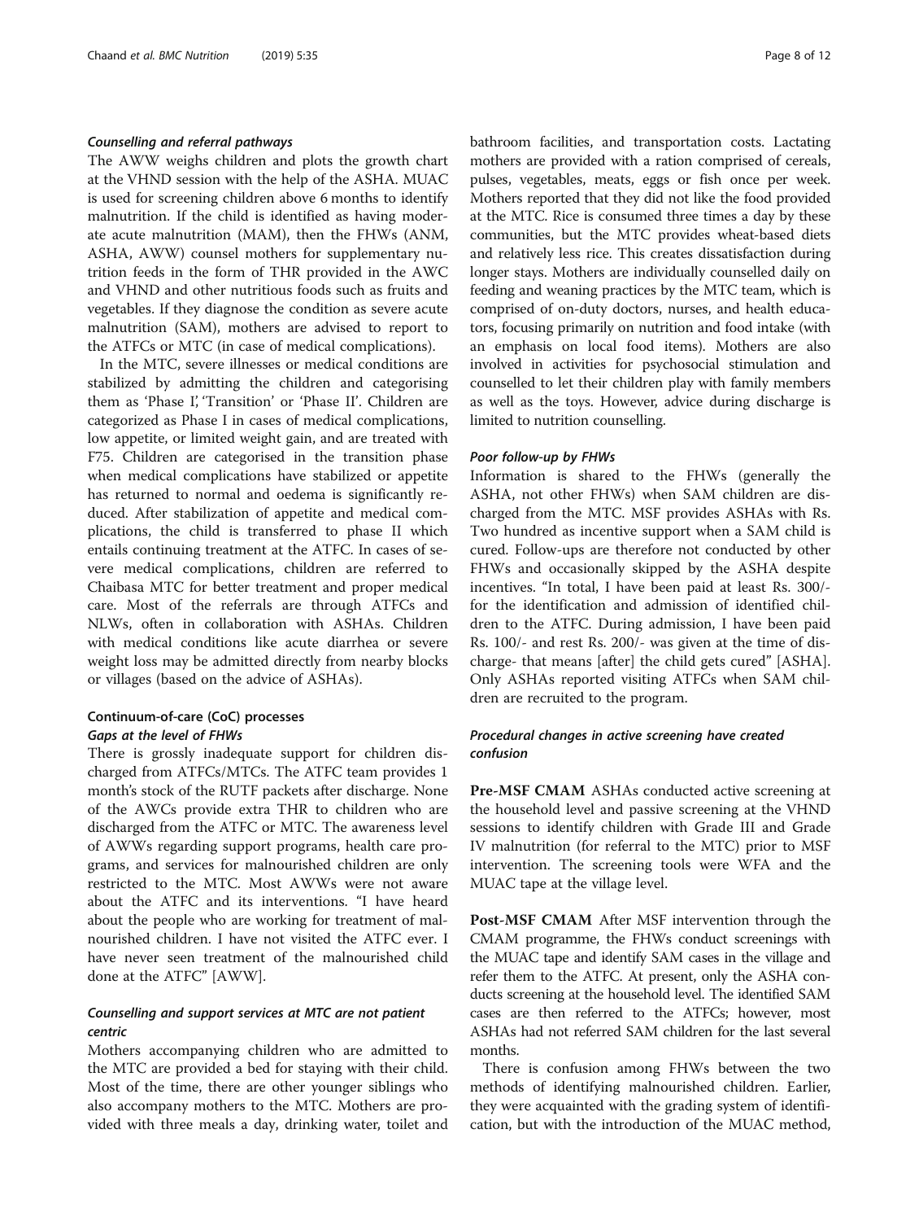#### *Counselling and referral pathways*

The AWW weighs children and plots the growth chart at the VHND session with the help of the ASHA. MUAC is used for screening children above 6 months to identify malnutrition. If the child is identified as having moderate acute malnutrition (MAM), then the FHWs (ANM, ASHA, AWW) counsel mothers for supplementary nutrition feeds in the form of THR provided in the AWC and VHND and other nutritious foods such as fruits and vegetables. If they diagnose the condition as severe acute malnutrition (SAM), mothers are advised to report to the ATFCs or MTC (in case of medical complications).

In the MTC, severe illnesses or medical conditions are stabilized by admitting the children and categorising them as 'Phase I', 'Transition' or 'Phase II'. Children are categorized as Phase I in cases of medical complications, low appetite, or limited weight gain, and are treated with F75. Children are categorised in the transition phase when medical complications have stabilized or appetite has returned to normal and oedema is significantly reduced. After stabilization of appetite and medical complications, the child is transferred to phase II which entails continuing treatment at the ATFC. In cases of severe medical complications, children are referred to Chaibasa MTC for better treatment and proper medical care. Most of the referrals are through ATFCs and NLWs, often in collaboration with ASHAs. Children with medical conditions like acute diarrhea or severe weight loss may be admitted directly from nearby blocks or villages (based on the advice of ASHAs).

### Continuum-of-care (CoC) processes

#### *Gaps at the level of FHWs*

There is grossly inadequate support for children discharged from ATFCs/MTCs. The ATFC team provides 1 month's stock of the RUTF packets after discharge. None of the AWCs provide extra THR to children who are discharged from the ATFC or MTC. The awareness level of AWWs regarding support programs, health care programs, and services for malnourished children are only restricted to the MTC. Most AWWs were not aware about the ATFC and its interventions. "I have heard about the people who are working for treatment of malnourished children. I have not visited the ATFC ever. I have never seen treatment of the malnourished child done at the ATFC" [AWW].

#### *Counselling and support services at MTC are not patient centric*

Mothers accompanying children who are admitted to the MTC are provided a bed for staying with their child. Most of the time, there are other younger siblings who also accompany mothers to the MTC. Mothers are provided with three meals a day, drinking water, toilet and bathroom facilities, and transportation costs. Lactating mothers are provided with a ration comprised of cereals, pulses, vegetables, meats, eggs or fish once per week. Mothers reported that they did not like the food provided at the MTC. Rice is consumed three times a day by these communities, but the MTC provides wheat-based diets and relatively less rice. This creates dissatisfaction during longer stays. Mothers are individually counselled daily on feeding and weaning practices by the MTC team, which is comprised of on-duty doctors, nurses, and health educators, focusing primarily on nutrition and food intake (with an emphasis on local food items). Mothers are also involved in activities for psychosocial stimulation and counselled to let their children play with family members as well as the toys. However, advice during discharge is limited to nutrition counselling.

#### *Poor follow-up by FHWs*

Information is shared to the FHWs (generally the ASHA, not other FHWs) when SAM children are discharged from the MTC. MSF provides ASHAs with Rs. Two hundred as incentive support when a SAM child is cured. Follow-ups are therefore not conducted by other FHWs and occasionally skipped by the ASHA despite incentives. "In total, I have been paid at least Rs. 300/- for the identification and admission of identified children to the ATFC. During admission, I have been paid Rs. 100/- and rest Rs. 200/- was given at the time of discharge- that means [after] the child gets cured" [ASHA]. Only ASHAs reported visiting ATFCs when SAM children are recruited to the program.

#### *Procedural changes in active screening have created confusion*

**Pre-MSF CMAM** ASHAs conducted active screening at the household level and passive screening at the VHND sessions to identify children with Grade III and Grade IV malnutrition (for referral to the MTC) prior to MSF intervention. The screening tools were WFA and the MUAC tape at the village level.

**Post-MSF CMAM** After MSF intervention through the CMAM programme, the FHWs conduct screenings with the MUAC tape and identify SAM cases in the village and refer them to the ATFC. At present, only the ASHA conducts screening at the household level. The identified SAM cases are then referred to the ATFCs; however, most ASHAs had not referred SAM children for the last several months.

There is confusion among FHWs between the two methods of identifying malnourished children. Earlier, they were acquainted with the grading system of identification, but with the introduction of the MUAC method,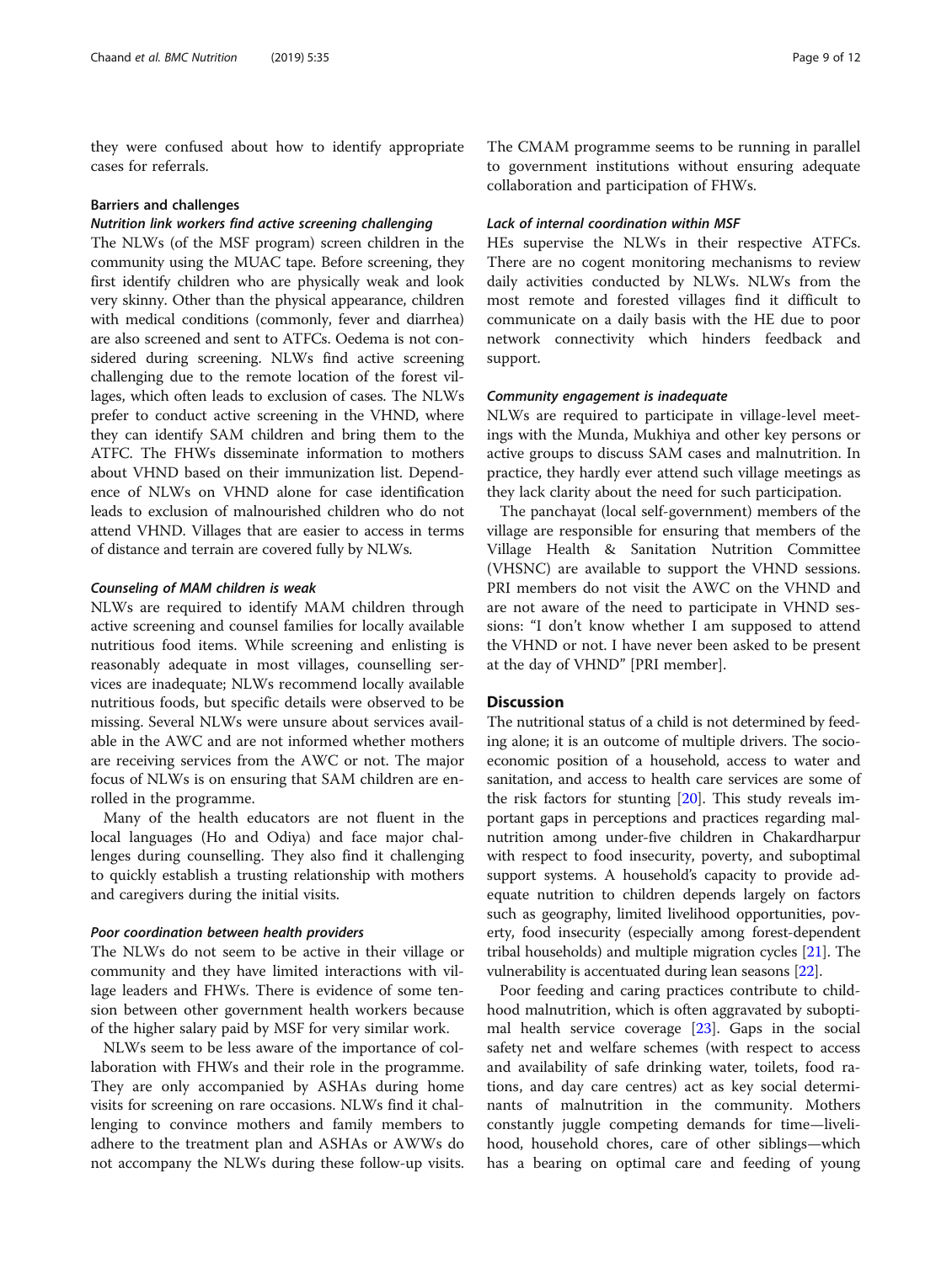they were confused about how to identify appropriate cases for referrals.

### Barriers and challenges

#### *Nutrition link workers find active screening challenging*

The NLWs (of the MSF program) screen children in the community using the MUAC tape. Before screening, they first identify children who are physically weak and look very skinny. Other than the physical appearance, children with medical conditions (commonly, fever and diarrhea) are also screened and sent to ATFCs. Oedema is not considered during screening. NLWs find active screening challenging due to the remote location of the forest villages, which often leads to exclusion of cases. The NLWs prefer to conduct active screening in the VHND, where they can identify SAM children and bring them to the ATFC. The FHWs disseminate information to mothers about VHND based on their immunization list. Dependence of NLWs on VHND alone for case identification leads to exclusion of malnourished children who do not attend VHND. Villages that are easier to access in terms of distance and terrain are covered fully by NLWs.

#### *Counseling of MAM children is weak*

NLWs are required to identify MAM children through active screening and counsel families for locally available nutritious food items. While screening and enlisting is reasonably adequate in most villages, counselling services are inadequate; NLWs recommend locally available nutritious foods, but specific details were observed to be missing. Several NLWs were unsure about services available in the AWC and are not informed whether mothers are receiving services from the AWC or not. The major focus of NLWs is on ensuring that SAM children are enrolled in the programme.

Many of the health educators are not fluent in the local languages (Ho and Odiya) and face major challenges during counselling. They also find it challenging to quickly establish a trusting relationship with mothers and caregivers during the initial visits.

#### *Poor coordination between health providers*

The NLWs do not seem to be active in their village or community and they have limited interactions with village leaders and FHWs. There is evidence of some tension between other government health workers because of the higher salary paid by MSF for very similar work.

NLWs seem to be less aware of the importance of collaboration with FHWs and their role in the programme. They are only accompanied by ASHAs during home visits for screening on rare occasions. NLWs find it challenging to convince mothers and family members to adhere to the treatment plan and ASHAs or AWWs do not accompany the NLWs during these follow-up visits. The CMAM programme seems to be running in parallel to government institutions without ensuring adequate collaboration and participation of FHWs.

#### *Lack of internal coordination within MSF*

HEs supervise the NLWs in their respective ATFCs. There are no cogent monitoring mechanisms to review daily activities conducted by NLWs. NLWs from the most remote and forested villages find it difficult to communicate on a daily basis with the HE due to poor network connectivity which hinders feedback and support.

#### *Community engagement is inadequate*

NLWs are required to participate in village-level meetings with the Munda, Mukhiya and other key persons or active groups to discuss SAM cases and malnutrition. In practice, they hardly ever attend such village meetings as they lack clarity about the need for such participation.

The panchayat (local self-government) members of the village are responsible for ensuring that members of the Village Health & Sanitation Nutrition Committee (VHSNC) are available to support the VHND sessions. PRI members do not visit the AWC on the VHND and are not aware of the need to participate in VHND sessions: “I don’t know whether I am supposed to attend the VHND or not. I have never been asked to be present at the day of VHND” [PRI member].

## Discussion

The nutritional status of a child is not determined by feeding alone; it is an outcome of multiple drivers. The socioeconomic position of a household, access to water and sanitation, and access to health care services are some of the risk factors for stunting [20]. This study reveals important gaps in perceptions and practices regarding malnutrition among under-five children in Chakardharpur with respect to food insecurity, poverty, and suboptimal support systems. A household’s capacity to provide adequate nutrition to children depends largely on factors such as geography, limited livelihood opportunities, poverty, food insecurity (especially among forest-dependent tribal households) and multiple migration cycles [21]. The vulnerability is accentuated during lean seasons [22].

Poor feeding and caring practices contribute to childhood malnutrition, which is often aggravated by suboptimal health service coverage [23]. Gaps in the social safety net and welfare schemes (with respect to access and availability of safe drinking water, toilets, food rations, and day care centres) act as key social determinants of malnutrition in the community. Mothers constantly juggle competing demands for time—livelihood, household chores, care of other siblings—which has a bearing on optimal care and feeding of young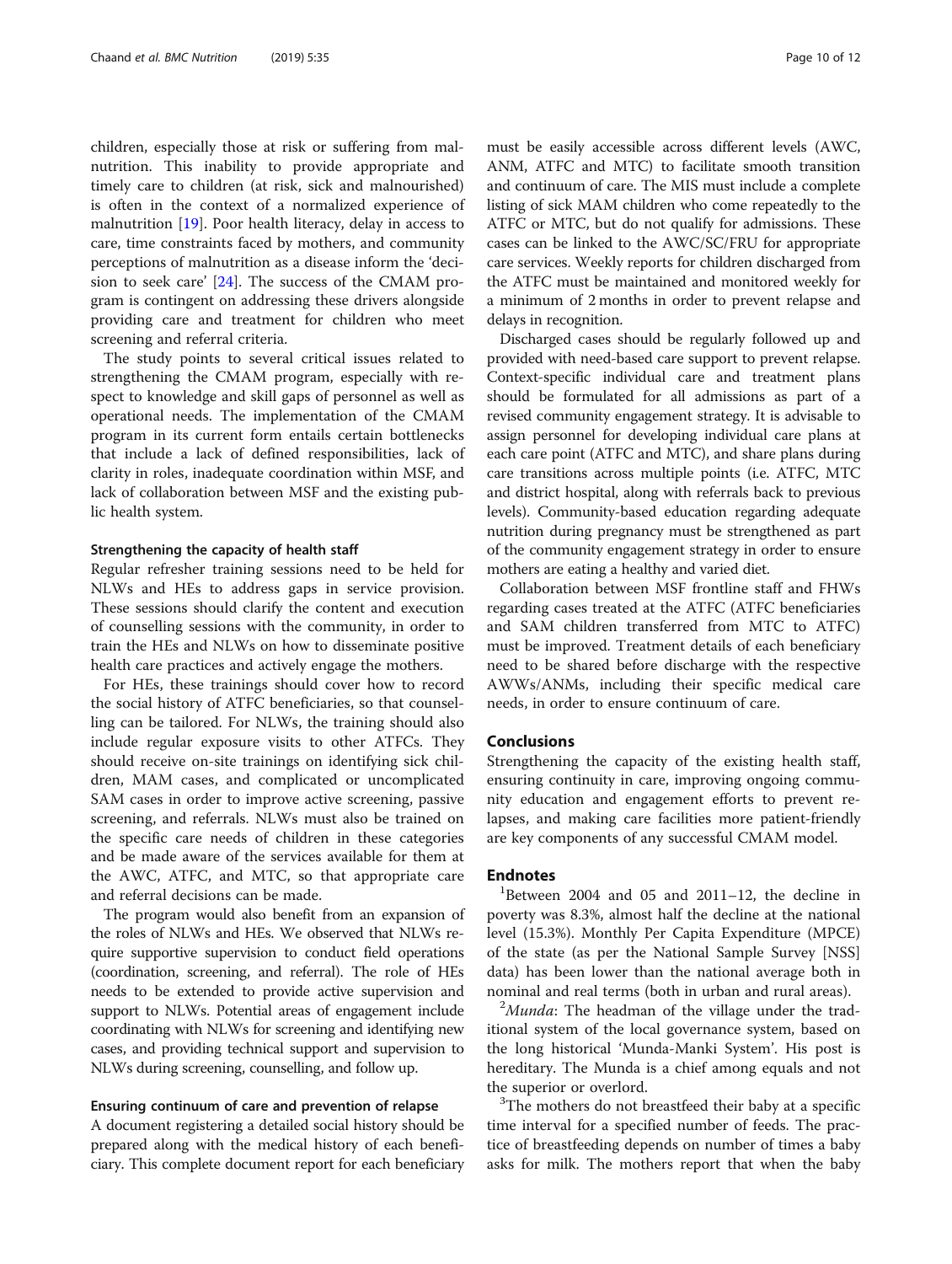children, especially those at risk or suffering from malnutrition. This inability to provide appropriate and timely care to children (at risk, sick and malnourished) is often in the context of a normalized experience of malnutrition [19]. Poor health literacy, delay in access to care, time constraints faced by mothers, and community perceptions of malnutrition as a disease inform the 'decision to seek care' [24]. The success of the CMAM program is contingent on addressing these drivers alongside providing care and treatment for children who meet screening and referral criteria.

The study points to several critical issues related to strengthening the CMAM program, especially with respect to knowledge and skill gaps of personnel as well as operational needs. The implementation of the CMAM program in its current form entails certain bottlenecks that include a lack of defined responsibilities, lack of clarity in roles, inadequate coordination within MSF, and lack of collaboration between MSF and the existing public health system.

#### Strengthening the capacity of health staff

Regular refresher training sessions need to be held for NLWs and HEs to address gaps in service provision. These sessions should clarify the content and execution of counselling sessions with the community, in order to train the HEs and NLWs on how to disseminate positive health care practices and actively engage the mothers.

For HEs, these trainings should cover how to record the social history of ATFC beneficiaries, so that counselling can be tailored. For NLWs, the training should also include regular exposure visits to other ATFCs. They should receive on-site trainings on identifying sick children, MAM cases, and complicated or uncomplicated SAM cases in order to improve active screening, passive screening, and referrals. NLWs must also be trained on the specific care needs of children in these categories and be made aware of the services available for them at the AWC, ATFC, and MTC, so that appropriate care and referral decisions can be made.

The program would also benefit from an expansion of the roles of NLWs and HEs. We observed that NLWs require supportive supervision to conduct field operations (coordination, screening, and referral). The role of HEs needs to be extended to provide active supervision and support to NLWs. Potential areas of engagement include coordinating with NLWs for screening and identifying new cases, and providing technical support and supervision to NLWs during screening, counselling, and follow up.

#### Ensuring continuum of care and prevention of relapse

A document registering a detailed social history should be prepared along with the medical history of each beneficiary. This complete document report for each beneficiary must be easily accessible across different levels (AWC, ANM, ATFC and MTC) to facilitate smooth transition and continuum of care. The MIS must include a complete listing of sick MAM children who come repeatedly to the ATFC or MTC, but do not qualify for admissions. These cases can be linked to the AWC/SC/FRU for appropriate care services. Weekly reports for children discharged from the ATFC must be maintained and monitored weekly for a minimum of 2 months in order to prevent relapse and delays in recognition.

Discharged cases should be regularly followed up and provided with need-based care support to prevent relapse. Context-specific individual care and treatment plans should be formulated for all admissions as part of a revised community engagement strategy. It is advisable to assign personnel for developing individual care plans at each care point (ATFC and MTC), and share plans during care transitions across multiple points (i.e. ATFC, MTC and district hospital, along with referrals back to previous levels). Community-based education regarding adequate nutrition during pregnancy must be strengthened as part of the community engagement strategy in order to ensure mothers are eating a healthy and varied diet.

Collaboration between MSF frontline staff and FHWs regarding cases treated at the ATFC (ATFC beneficiaries and SAM children transferred from MTC to ATFC) must be improved. Treatment details of each beneficiary need to be shared before discharge with the respective AWWs/ANMs, including their specific medical care needs, in order to ensure continuum of care.

## Conclusions

Strengthening the capacity of the existing health staff, ensuring continuity in care, improving ongoing community education and engagement efforts to prevent relapses, and making care facilities more patient-friendly are key components of any successful CMAM model.

## Endnotes

[1]Between 2004 and 05 and 2011–12, the decline in poverty was 8.3%, almost half the decline at the national level (15.3%). Monthly Per Capita Expenditure (MPCE) of the state (as per the National Sample Survey [NSS] data) has been lower than the national average both in nominal and real terms (both in urban and rural areas).

[2]*Munda*: The headman of the village under the traditional system of the local governance system, based on the long historical 'Munda-Manki System'. His post is hereditary. The Munda is a chief among equals and not the superior or overlord.

[3]The mothers do not breastfeed their baby at a specific time interval for a specified number of feeds. The practice of breastfeeding depends on number of times a baby asks for milk. The mothers report that when the baby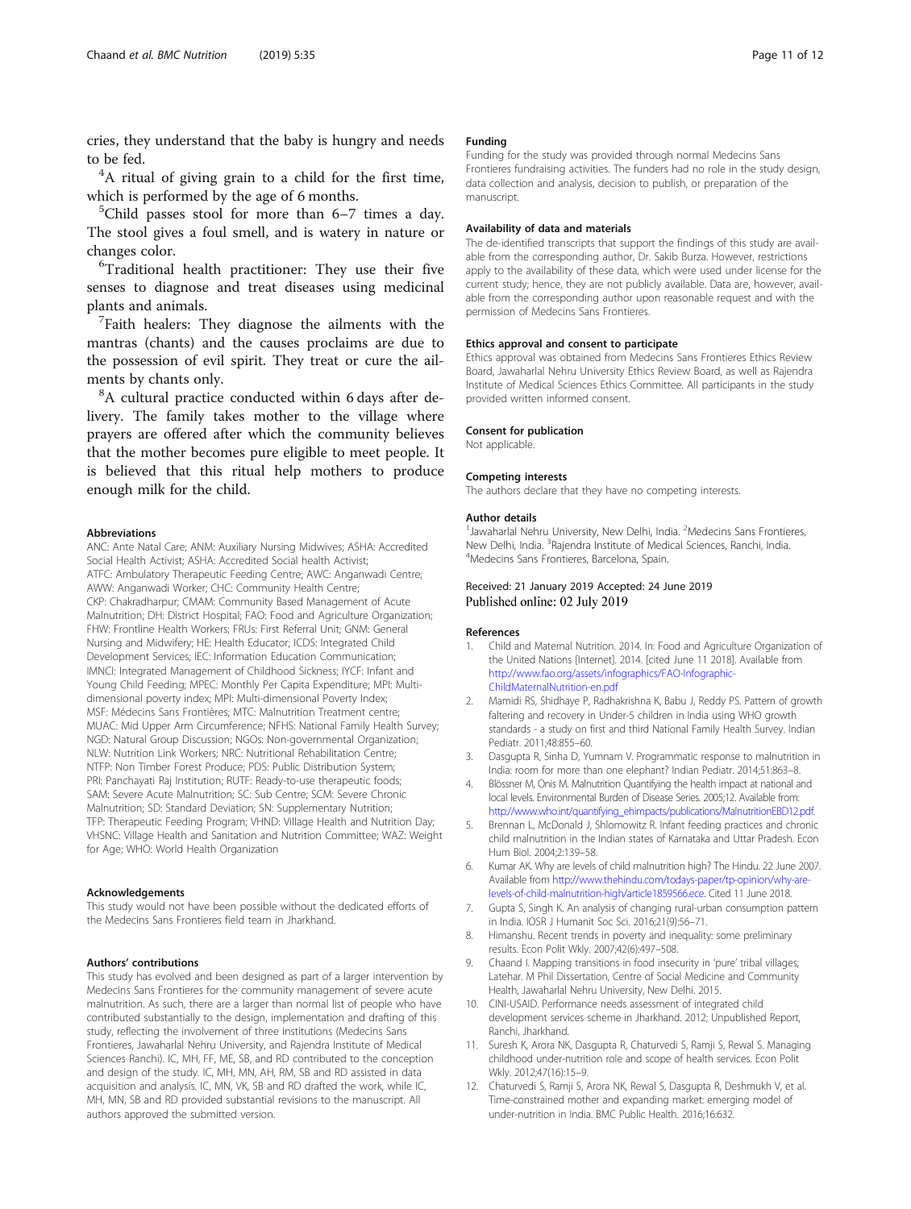cries, they understand that the baby is hungry and needs to be fed.

[4]A ritual of giving grain to a child for the first time, which is performed by the age of 6 months.

[5]Child passes stool for more than 6–7 times a day. The stool gives a foul smell, and is watery in nature or changes color.

[6]Traditional health practitioner: They use their five senses to diagnose and treat diseases using medicinal plants and animals.

[7]Faith healers: They diagnose the ailments with the mantras (chants) and the causes proclaims are due to the possession of evil spirit. They treat or cure the ailments by chants only.

[8]A cultural practice conducted within 6 days after delivery. The family takes mother to the village where prayers are offered after which the community believes that the mother becomes pure eligible to meet people. It is believed that this ritual help mothers to produce enough milk for the child.

### Abbreviations

ANC: Ante Natal Care; ANM: Auxiliary Nursing Midwives; ASHA: Accredited Social Health Activist; ASHA: Accredited Social health Activist; ATFC: Ambulatory Therapeutic Feeding Centre; AWC: Anganwadi Centre; AWW: Anganwadi Worker; CHC: Community Health Centre; CKP: Chakradharpur; CMAM: Community Based Management of Acute Malnutrition; DH: District Hospital; FAO: Food and Agriculture Organization; FHW: Frontline Health Workers; FRUs: First Referral Unit; GNM: General Nursing and Midwifery; HE: Health Educator; ICDS: Integrated Child Development Services; IEC: Information Education Communication; IMNCI: Integrated Management of Childhood Sickness; IYCF: Infant and Young Child Feeding; MPEC: Monthly Per Capita Expenditure; MPI: Multi-dimensional poverty index; MPI: Multi-dimensional Poverty Index; MSF: Médecins Sans Frontières; MTC: Malnutrition Treatment centre; MUAC: Mid Upper Arm Circumference; NFHS: National Family Health Survey; NGD: Natural Group Discussion; NGOs: Non-governmental Organization; NLW: Nutrition Link Workers; NRC: Nutritional Rehabilitation Centre; NTFP: Non Timber Forest Produce; PDS: Public Distribution System; PRI: Panchayati Raj Institution; RUTF: Ready-to-use therapeutic foods; SAM: Severe Acute Malnutrition; SC: Sub Centre; SCM: Severe Chronic Malnutrition; SD: Standard Deviation; SN: Supplementary Nutrition; TFP: Therapeutic Feeding Program; VHND: Village Health and Nutrition Day; VHSNC: Village Health and Sanitation and Nutrition Committee; WAZ: Weight for Age; WHO: World Health Organization

### Acknowledgements

This study would not have been possible without the dedicated efforts of the Medecins Sans Frontieres field team in Jharkhand.

### Authors' contributions

This study has evolved and been designed as part of a larger intervention by Medecins Sans Frontieres for the community management of severe acute malnutrition. As such, there are a larger than normal list of people who have contributed substantially to the design, implementation and drafting of this study, reflecting the involvement of three institutions (Medecins Sans Frontieres, Jawaharlal Nehru University, and Rajendra Institute of Medical Sciences Ranchi). IC, MH, FF, ME, SB, and RD contributed to the conception and design of the study. IC, MH, MN, AH, RM, SB and RD assisted in data acquisition and analysis. IC, MN, VK, SB and RD drafted the work, while IC, MH, MN, SB and RD provided substantial revisions to the manuscript. All authors approved the submitted version.

### Funding

Funding for the study was provided through normal Medecins Sans Frontieres fundraising activities. The funders had no role in the study design, data collection and analysis, decision to publish, or preparation of the manuscript.

### Availability of data and materials

The de-identified transcripts that support the findings of this study are available from the corresponding author, Dr. Sakib Burza. However, restrictions apply to the availability of these data, which were used under license for the current study; hence, they are not publicly available. Data are, however, available from the corresponding author upon reasonable request and with the permission of Medecins Sans Frontieres.

### Ethics approval and consent to participate

Ethics approval was obtained from Medecins Sans Frontieres Ethics Review Board, Jawaharlal Nehru University Ethics Review Board, as well as Rajendra Institute of Medical Sciences Ethics Committee. All participants in the study provided written informed consent.

### Consent for publication

Not applicable.

### Competing interests

The authors declare that they have no competing interests.

### Author details

[1]Jawaharlal Nehru University, New Delhi, India. [2]Medecins Sans Frontieres, New Delhi, India. [3]Rajendra Institute of Medical Sciences, Ranchi, India. [4]Medecins Sans Frontieres, Barcelona, Spain.

Received: 21 January 2019 Accepted: 24 June 2019
Published online: 02 July 2019

### References

1. Child and Maternal Nutrition. 2014. In: Food and Agriculture Organization of the United Nations [Internet]. 2014. [cited June 11 2018]. Available from http://www.fao.org/assets/infographics/FAO-Infographic-ChildMaternalNutrition-en.pdf
2. Mamidi RS, Shidhaye P, Radhakrishna K, Babu J, Reddy PS. Pattern of growth faltering and recovery in Under-5 children in India using WHO growth standards - a study on first and third National Family Health Survey. Indian Pediatr. 2011;48:855–60.
3. Dasgupta R, Sinha D, Yumnam V. Programmatic response to malnutrition in India: room for more than one elephant? Indian Pediatr. 2014;51:863–8.
4. Blössner M, Onis M. Malnutrition Quantifying the health impact at national and local levels. Environmental Burden of Disease Series. 2005;12. Available from: http://www.who.int/quantifying_ehimpacts/publications/MalnutritionEBD12.pdf.
5. Brennan L, McDonald J, Shlomowitz R. Infant feeding practices and chronic child malnutrition in the Indian states of Karnataka and Uttar Pradesh. Econ Hum Biol. 2004;2:139–58.
6. Kumar AK. Why are levels of child malnutrition high? The Hindu. 22 June 2007. Available from http://www.thehindu.com/todays-paper/tp-opinion/why-are-levels-of-child-malnutrition-high/article1859566.ece. Cited 11 June 2018.
7. Gupta S, Singh K. An analysis of changing rural-urban consumption pattern in India. IOSR J Humanit Soc Sci. 2016;21(9):56–71.
8. Himanshu. Recent trends in poverty and inequality: some preliminary results. Econ Polit Wkly. 2007;42(6):497–508.
9. Chaand I. Mapping transitions in food insecurity in 'pure' tribal villages; Latehar. M Phil Dissertation, Centre of Social Medicine and Community Health, Jawaharlal Nehru University, New Delhi. 2015.
10. CINI-USAID. Performance needs assessment of integrated child development services scheme in Jharkhand. 2012; Unpublished Report, Ranchi, Jharkhand.
11. Suresh K, Arora NK, Dasgupta R, Chaturvedi S, Ramji S, Rewal S. Managing childhood under-nutrition role and scope of health services. Econ Polit Wkly. 2012;47(16):15–9.
12. Chaturvedi S, Ramji S, Arora NK, Rewal S, Dasgupta R, Deshmukh V, et al. Time-constrained mother and expanding market: emerging model of under-nutrition in India. BMC Public Health. 2016;16:632.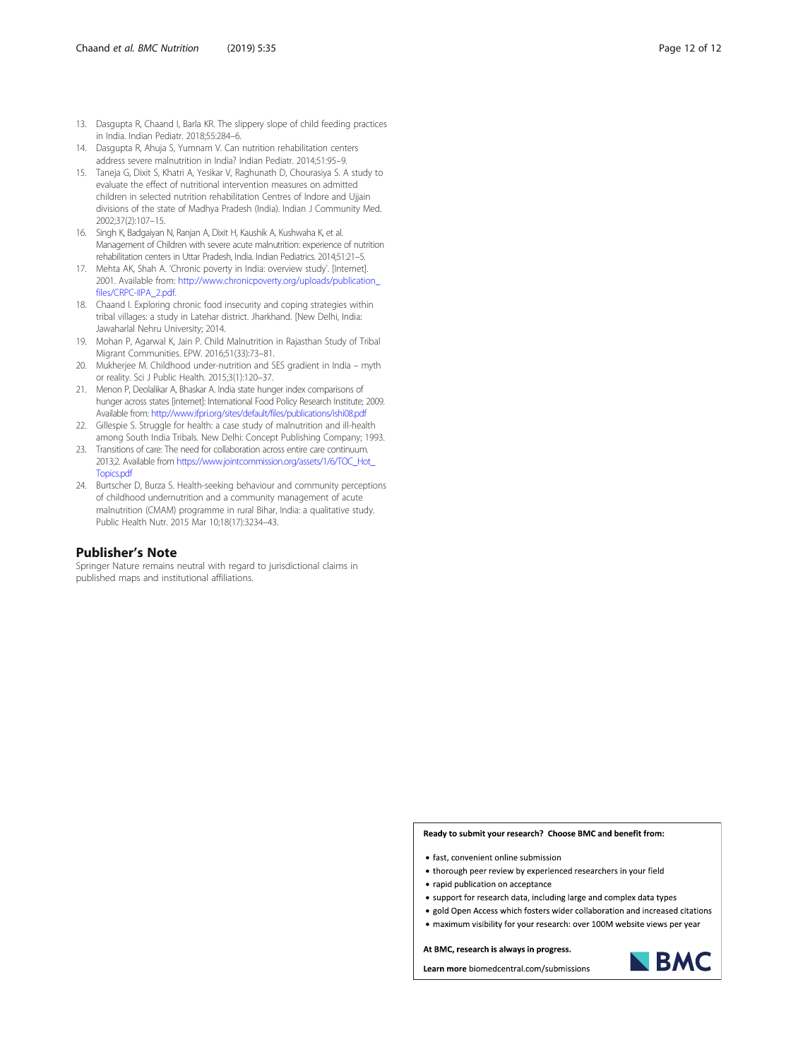13. Dasgupta R, Chaand I, Barla KR. The slippery slope of child feeding practices in India. Indian Pediatr. 2018;55:284–6.
14. Dasgupta R, Ahuja S, Yumnam V. Can nutrition rehabilitation centers address severe malnutrition in India? Indian Pediatr. 2014;51:95–9.
15. Taneja G, Dixit S, Khatri A, Yesikar V, Raghunath D, Chourasiya S. A study to evaluate the effect of nutritional intervention measures on admitted children in selected nutrition rehabilitation Centres of Indore and Ujjain divisions of the state of Madhya Pradesh (India). Indian J Community Med. 2002;37(2):107–15.
16. Singh K, Badgaiyan N, Ranjan A, Dixit H, Kaushik A, Kushwaha K, et al. Management of Children with severe acute malnutrition: experience of nutrition rehabilitation centers in Uttar Pradesh, India. Indian Pediatrics. 2014;51:21–5.
17. Mehta AK, Shah A. 'Chronic poverty in India: overview study'. [Internet]. 2001. Available from: http://www.chronicpoverty.org/uploads/publication_files/CRPC-IIPA_2.pdf.
18. Chaand I. Exploring chronic food insecurity and coping strategies within tribal villages: a study in Latehar district. Jharkhand. [New Delhi, India: Jawaharlal Nehru University; 2014.
19. Mohan P, Agarwal K, Jain P. Child Malnutrition in Rajasthan Study of Tribal Migrant Communities. EPW. 2016;51(33):73–81.
20. Mukherjee M. Childhood under-nutrition and SES gradient in India – myth or reality. Sci J Public Health. 2015;3(1):120–37.
21. Menon P, Deolalikar A, Bhaskar A. India state hunger index comparisons of hunger across states [internet]: International Food Policy Research Institute; 2009. Available from: http://www.ifpri.org/sites/default/files/publications/ishi08.pdf
22. Gillespie S. Struggle for health: a case study of malnutrition and ill-health among South India Tribals. New Delhi: Concept Publishing Company; 1993.
23. Transitions of care: The need for collaboration across entire care continuum. 2013;2. Available from https://www.jointcommission.org/assets/1/6/TOC_Hot_Topics.pdf
24. Burtscher D, Burza S. Health-seeking behaviour and community perceptions of childhood undernutrition and a community management of acute malnutrition (CMAM) programme in rural Bihar, India: a qualitative study. Public Health Nutr. 2015 Mar 10;18(17):3234–43.

## Publisher's Note

Springer Nature remains neutral with regard to jurisdictional claims in published maps and institutional affiliations.

**Ready to submit your research? Choose BMC and benefit from:**

- fast, convenient online submission
- thorough peer review by experienced researchers in your field
- rapid publication on acceptance
- support for research data, including large and complex data types
- gold Open Access which fosters wider collaboration and increased citations
- maximum visibility for your research: over 100M website views per year

**At BMC, research is always in progress.**

**Learn more** biomedcentral.com/submissions

BMC